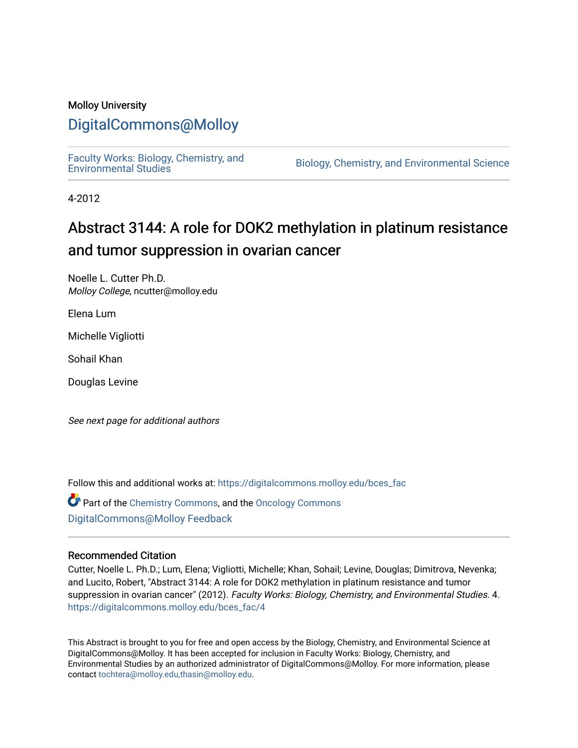Molloy University

# DigitalCommons@Molloy

Faculty Works: Biology, Chemistry, and Environmental Studies

Biology, Chemistry, and Environmental Science

4-2012

# Abstract 3144: A role for DOK2 methylation in platinum resistance and tumor suppression in ovarian cancer

Noelle L. Cutter Ph.D.
*Molloy College*, ncutter@molloy.edu

Elena Lum

Michelle Vigliotti

Sohail Khan

Douglas Levine

*See next page for additional authors*

Follow this and additional works at: https://digitalcommons.molloy.edu/bces_fac

Part of the Chemistry Commons, and the Oncology Commons

DigitalCommons@Molloy Feedback

## Recommended Citation

Cutter, Noelle L. Ph.D.; Lum, Elena; Vigliotti, Michelle; Khan, Sohail; Levine, Douglas; Dimitrova, Nevenka; and Lucito, Robert, "Abstract 3144: A role for DOK2 methylation in platinum resistance and tumor suppression in ovarian cancer" (2012). *Faculty Works: Biology, Chemistry, and Environmental Studies*. 4.
https://digitalcommons.molloy.edu/bces_fac/4

This Abstract is brought to you for free and open access by the Biology, Chemistry, and Environmental Science at DigitalCommons@Molloy. It has been accepted for inclusion in Faculty Works: Biology, Chemistry, and Environmental Studies by an authorized administrator of DigitalCommons@Molloy. For more information, please contact tochtera@molloy.edu,thasin@molloy.edu.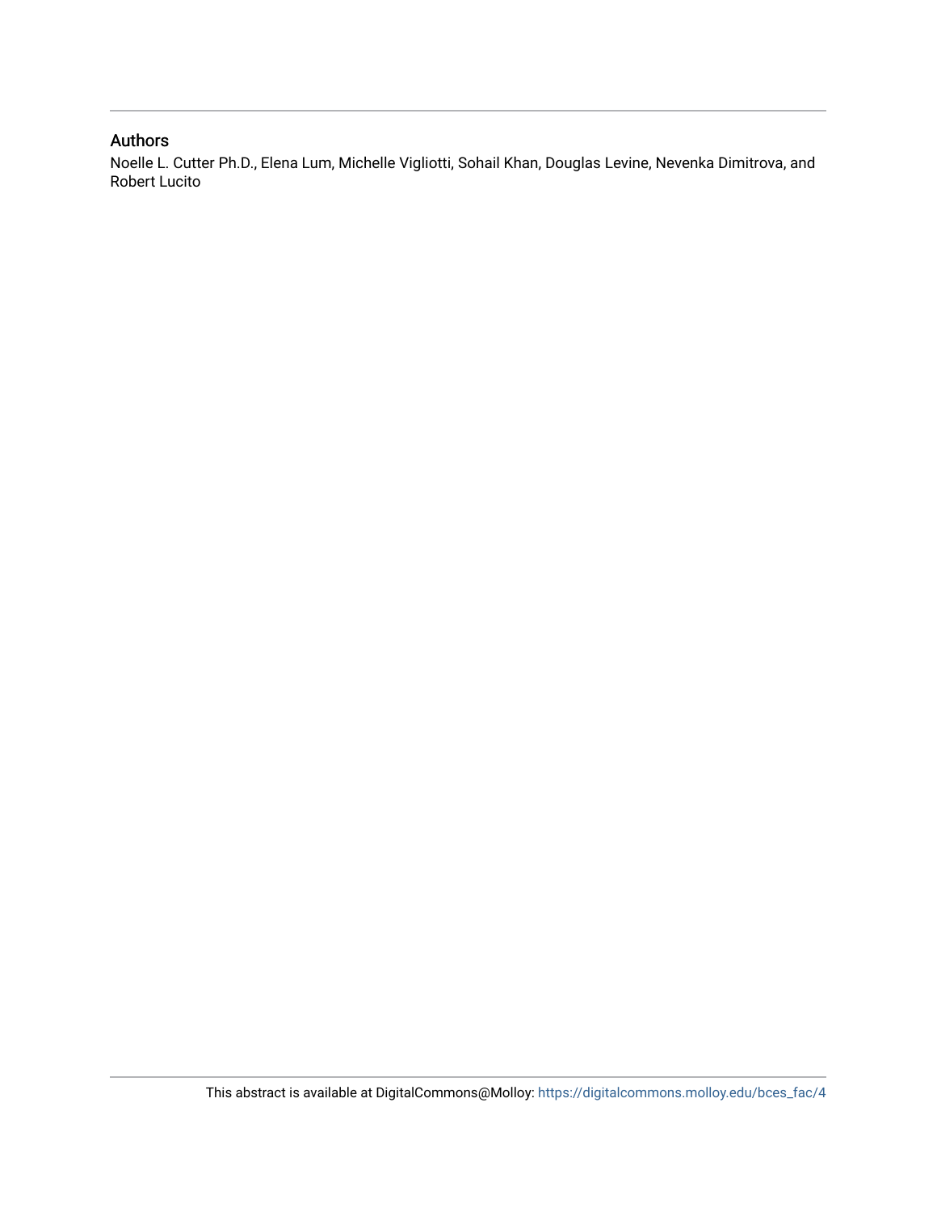## Authors

Noelle L. Cutter Ph.D., Elena Lum, Michelle Vigliotti, Sohail Khan, Douglas Levine, Nevenka Dimitrova, and Robert Lucito

This abstract is available at DigitalCommons@Molloy: https://digitalcommons.molloy.edu/bces_fac/4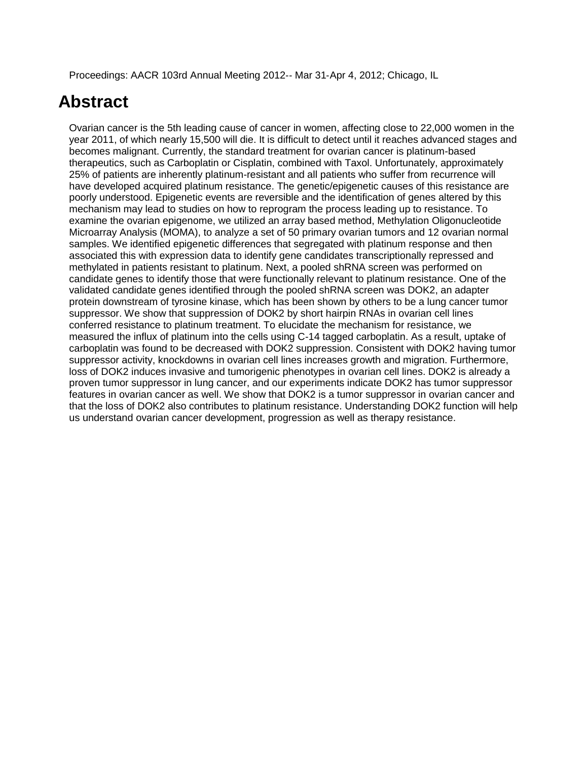Proceedings: AACR 103rd Annual Meeting 2012-- Mar 31-Apr 4, 2012; Chicago, IL

# Abstract

Ovarian cancer is the 5th leading cause of cancer in women, affecting close to 22,000 women in the year 2011, of which nearly 15,500 will die. It is difficult to detect until it reaches advanced stages and becomes malignant. Currently, the standard treatment for ovarian cancer is platinum-based therapeutics, such as Carboplatin or Cisplatin, combined with Taxol. Unfortunately, approximately 25% of patients are inherently platinum-resistant and all patients who suffer from recurrence will have developed acquired platinum resistance. The genetic/epigenetic causes of this resistance are poorly understood. Epigenetic events are reversible and the identification of genes altered by this mechanism may lead to studies on how to reprogram the process leading up to resistance. To examine the ovarian epigenome, we utilized an array based method, Methylation Oligonucleotide Microarray Analysis (MOMA), to analyze a set of 50 primary ovarian tumors and 12 ovarian normal samples. We identified epigenetic differences that segregated with platinum response and then associated this with expression data to identify gene candidates transcriptionally repressed and methylated in patients resistant to platinum. Next, a pooled shRNA screen was performed on candidate genes to identify those that were functionally relevant to platinum resistance. One of the validated candidate genes identified through the pooled shRNA screen was DOK2, an adapter protein downstream of tyrosine kinase, which has been shown by others to be a lung cancer tumor suppressor. We show that suppression of DOK2 by short hairpin RNAs in ovarian cell lines conferred resistance to platinum treatment. To elucidate the mechanism for resistance, we measured the influx of platinum into the cells using C-14 tagged carboplatin. As a result, uptake of carboplatin was found to be decreased with DOK2 suppression. Consistent with DOK2 having tumor suppressor activity, knockdowns in ovarian cell lines increases growth and migration. Furthermore, loss of DOK2 induces invasive and tumorigenic phenotypes in ovarian cell lines. DOK2 is already a proven tumor suppressor in lung cancer, and our experiments indicate DOK2 has tumor suppressor features in ovarian cancer as well. We show that DOK2 is a tumor suppressor in ovarian cancer and that the loss of DOK2 also contributes to platinum resistance. Understanding DOK2 function will help us understand ovarian cancer development, progression as well as therapy resistance.